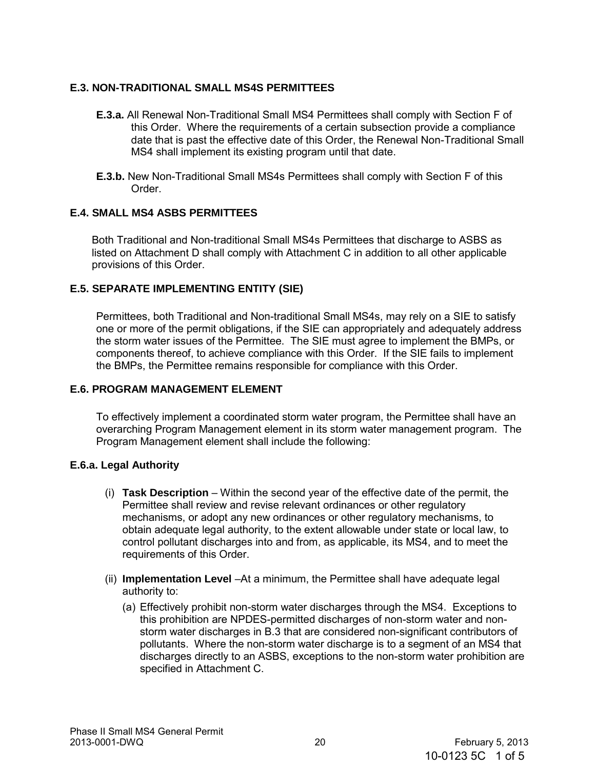### E.3. NON-TRADITIONAL SMALL MS4S PERMITTEES

**E.3.a.** All Renewal Non-Traditional Small MS4 Permittees shall comply with Section F of this Order. Where the requirements of a certain subsection provide a compliance date that is past the effective date of this Order, the Renewal Non-Traditional Small MS4 shall implement its existing program until that date.

**E.3.b.** New Non-Traditional Small MS4s Permittees shall comply with Section F of this Order.

### E.4. SMALL MS4 ASBS PERMITTEES

Both Traditional and Non-traditional Small MS4s Permittees that discharge to ASBS as listed on Attachment D shall comply with Attachment C in addition to all other applicable provisions of this Order.

### E.5. SEPARATE IMPLEMENTING ENTITY (SIE)

Permittees, both Traditional and Non-traditional Small MS4s, may rely on a SIE to satisfy one or more of the permit obligations, if the SIE can appropriately and adequately address the storm water issues of the Permittee. The SIE must agree to implement the BMPs, or components thereof, to achieve compliance with this Order. If the SIE fails to implement the BMPs, the Permittee remains responsible for compliance with this Order.

### E.6. PROGRAM MANAGEMENT ELEMENT

To effectively implement a coordinated storm water program, the Permittee shall have an overarching Program Management element in its storm water management program. The Program Management element shall include the following:

#### E.6.a. Legal Authority

(i) **Task Description** – Within the second year of the effective date of the permit, the Permittee shall review and revise relevant ordinances or other regulatory mechanisms, or adopt any new ordinances or other regulatory mechanisms, to obtain adequate legal authority, to the extent allowable under state or local law, to control pollutant discharges into and from, as applicable, its MS4, and to meet the requirements of this Order.

(ii) **Implementation Level** –At a minimum, the Permittee shall have adequate legal authority to:

(a) Effectively prohibit non-storm water discharges through the MS4. Exceptions to this prohibition are NPDES-permitted discharges of non-storm water and non-storm water discharges in B.3 that are considered non-significant contributors of pollutants. Where the non-storm water discharge is to a segment of an MS4 that discharges directly to an ASBS, exceptions to the non-storm water prohibition are specified in Attachment C.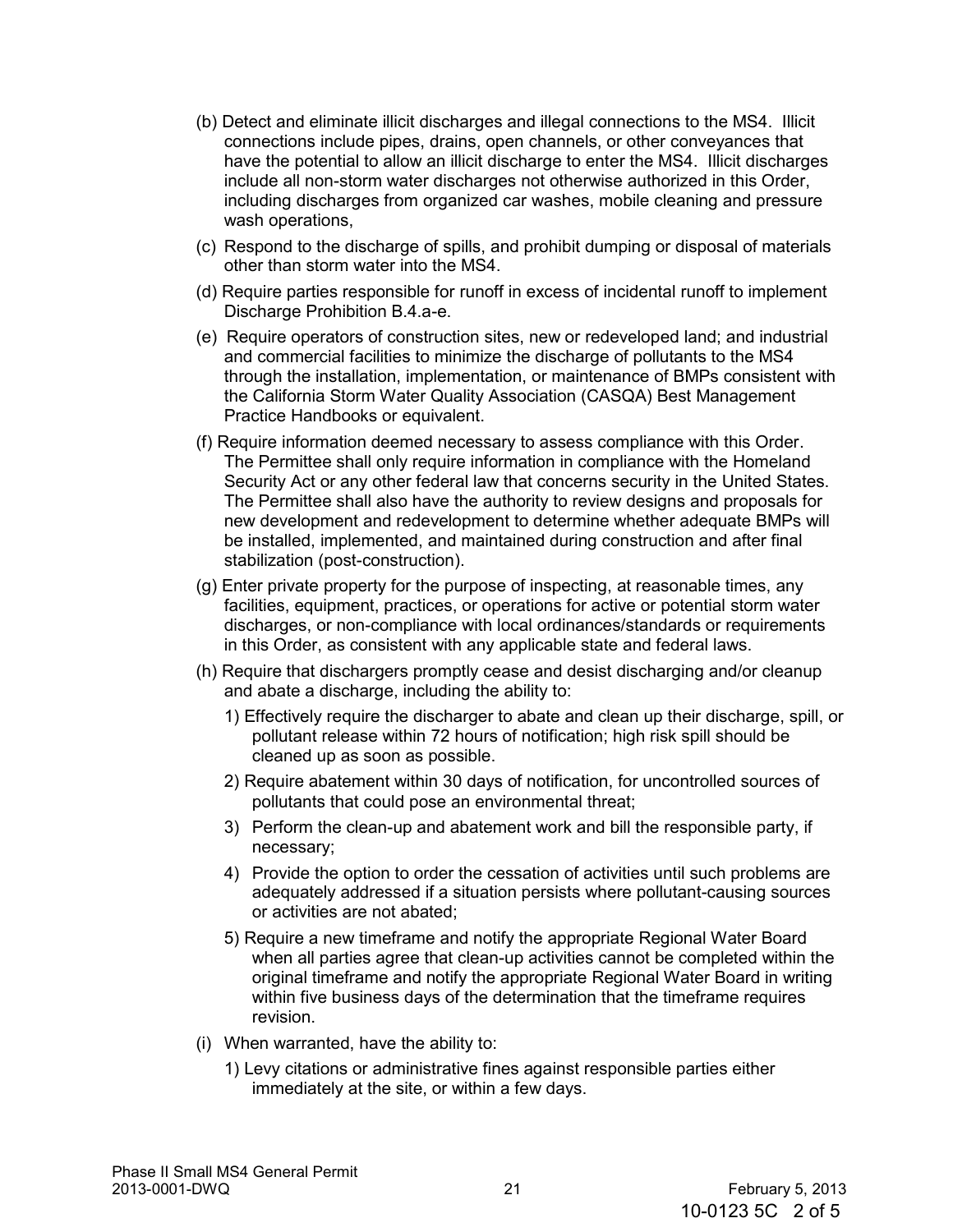(b) Detect and eliminate illicit discharges and illegal connections to the MS4. Illicit connections include pipes, drains, open channels, or other conveyances that have the potential to allow an illicit discharge to enter the MS4. Illicit discharges include all non-storm water discharges not otherwise authorized in this Order, including discharges from organized car washes, mobile cleaning and pressure wash operations,

(c) Respond to the discharge of spills, and prohibit dumping or disposal of materials other than storm water into the MS4.

(d) Require parties responsible for runoff in excess of incidental runoff to implement Discharge Prohibition B.4.a-e.

(e) Require operators of construction sites, new or redeveloped land; and industrial and commercial facilities to minimize the discharge of pollutants to the MS4 through the installation, implementation, or maintenance of BMPs consistent with the California Storm Water Quality Association (CASQA) Best Management Practice Handbooks or equivalent.

(f) Require information deemed necessary to assess compliance with this Order. The Permittee shall only require information in compliance with the Homeland Security Act or any other federal law that concerns security in the United States. The Permittee shall also have the authority to review designs and proposals for new development and redevelopment to determine whether adequate BMPs will be installed, implemented, and maintained during construction and after final stabilization (post-construction).

(g) Enter private property for the purpose of inspecting, at reasonable times, any facilities, equipment, practices, or operations for active or potential storm water discharges, or non-compliance with local ordinances/standards or requirements in this Order, as consistent with any applicable state and federal laws.

(h) Require that dischargers promptly cease and desist discharging and/or cleanup and abate a discharge, including the ability to:

1) Effectively require the discharger to abate and clean up their discharge, spill, or pollutant release within 72 hours of notification; high risk spill should be cleaned up as soon as possible.

2) Require abatement within 30 days of notification, for uncontrolled sources of pollutants that could pose an environmental threat;

3) Perform the clean-up and abatement work and bill the responsible party, if necessary;

4) Provide the option to order the cessation of activities until such problems are adequately addressed if a situation persists where pollutant-causing sources or activities are not abated;

5) Require a new timeframe and notify the appropriate Regional Water Board when all parties agree that clean-up activities cannot be completed within the original timeframe and notify the appropriate Regional Water Board in writing within five business days of the determination that the timeframe requires revision.

(i) When warranted, have the ability to:

1) Levy citations or administrative fines against responsible parties either immediately at the site, or within a few days.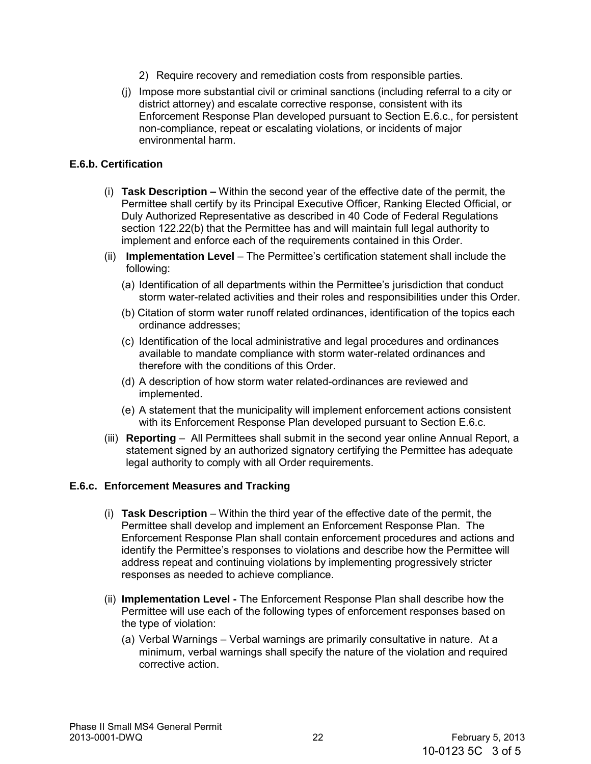2) Require recovery and remediation costs from responsible parties.

(j) Impose more substantial civil or criminal sanctions (including referral to a city or district attorney) and escalate corrective response, consistent with its Enforcement Response Plan developed pursuant to Section E.6.c., for persistent non-compliance, repeat or escalating violations, or incidents of major environmental harm.

**E.6.b. Certification**

(i) **Task Description –** Within the second year of the effective date of the permit, the Permittee shall certify by its Principal Executive Officer, Ranking Elected Official, or Duly Authorized Representative as described in 40 Code of Federal Regulations section 122.22(b) that the Permittee has and will maintain full legal authority to implement and enforce each of the requirements contained in this Order.

(ii) **Implementation Level** – The Permittee's certification statement shall include the following:

(a) Identification of all departments within the Permittee's jurisdiction that conduct storm water-related activities and their roles and responsibilities under this Order.

(b) Citation of storm water runoff related ordinances, identification of the topics each ordinance addresses;

(c) Identification of the local administrative and legal procedures and ordinances available to mandate compliance with storm water-related ordinances and therefore with the conditions of this Order.

(d) A description of how storm water related-ordinances are reviewed and implemented.

(e) A statement that the municipality will implement enforcement actions consistent with its Enforcement Response Plan developed pursuant to Section E.6.c.

(iii) **Reporting** – All Permittees shall submit in the second year online Annual Report, a statement signed by an authorized signatory certifying the Permittee has adequate legal authority to comply with all Order requirements.

**E.6.c. Enforcement Measures and Tracking**

(i) **Task Description** – Within the third year of the effective date of the permit, the Permittee shall develop and implement an Enforcement Response Plan. The Enforcement Response Plan shall contain enforcement procedures and actions and identify the Permittee's responses to violations and describe how the Permittee will address repeat and continuing violations by implementing progressively stricter responses as needed to achieve compliance.

(ii) **Implementation Level -** The Enforcement Response Plan shall describe how the Permittee will use each of the following types of enforcement responses based on the type of violation:

(a) Verbal Warnings – Verbal warnings are primarily consultative in nature. At a minimum, verbal warnings shall specify the nature of the violation and required corrective action.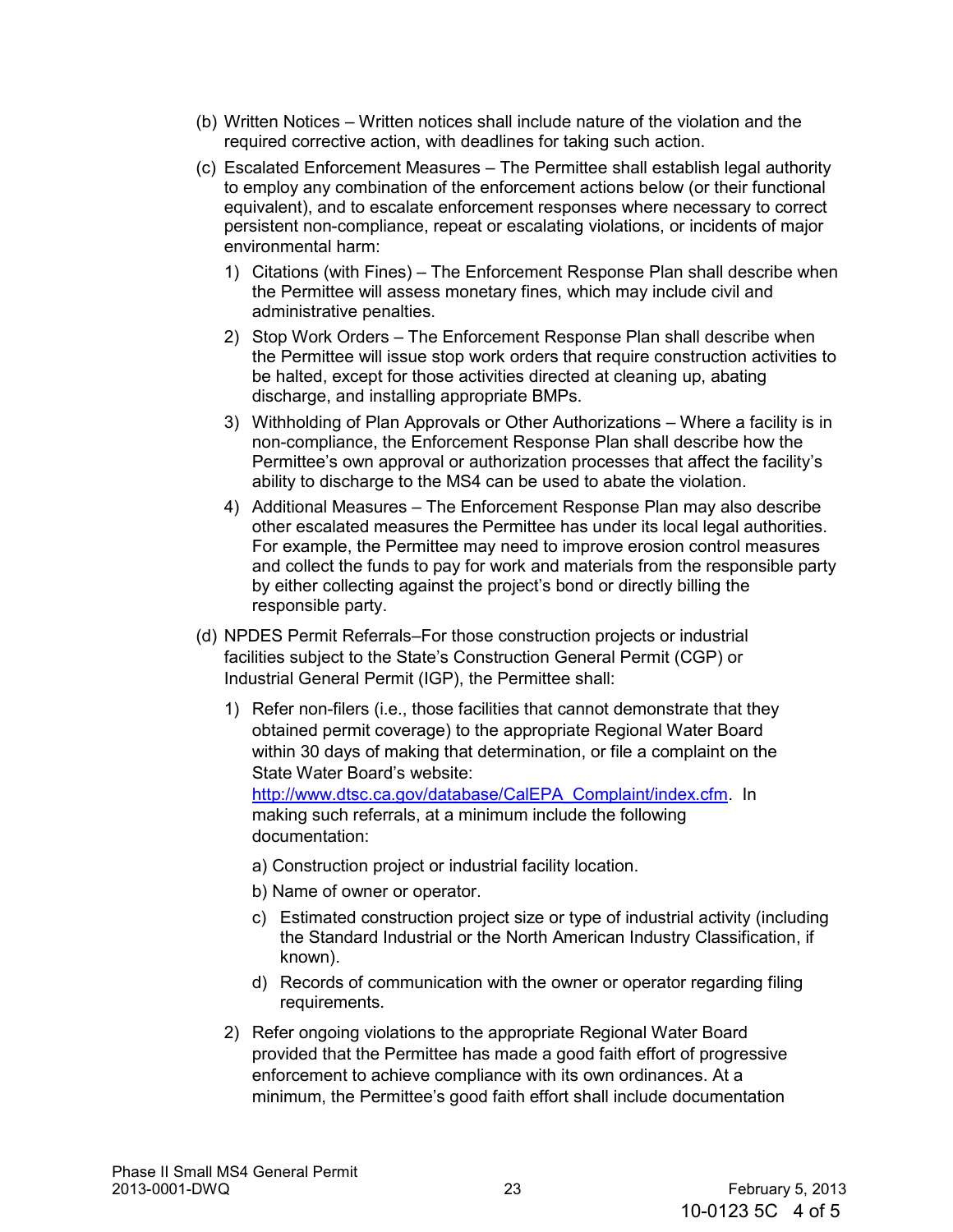(b) Written Notices – Written notices shall include nature of the violation and the required corrective action, with deadlines for taking such action.

(c) Escalated Enforcement Measures – The Permittee shall establish legal authority to employ any combination of the enforcement actions below (or their functional equivalent), and to escalate enforcement responses where necessary to correct persistent non-compliance, repeat or escalating violations, or incidents of major environmental harm:

1) Citations (with Fines) – The Enforcement Response Plan shall describe when the Permittee will assess monetary fines, which may include civil and administrative penalties.

2) Stop Work Orders – The Enforcement Response Plan shall describe when the Permittee will issue stop work orders that require construction activities to be halted, except for those activities directed at cleaning up, abating discharge, and installing appropriate BMPs.

3) Withholding of Plan Approvals or Other Authorizations – Where a facility is in non-compliance, the Enforcement Response Plan shall describe how the Permittee's own approval or authorization processes that affect the facility's ability to discharge to the MS4 can be used to abate the violation.

4) Additional Measures – The Enforcement Response Plan may also describe other escalated measures the Permittee has under its local legal authorities. For example, the Permittee may need to improve erosion control measures and collect the funds to pay for work and materials from the responsible party by either collecting against the project's bond or directly billing the responsible party.

(d) NPDES Permit Referrals–For those construction projects or industrial facilities subject to the State's Construction General Permit (CGP) or Industrial General Permit (IGP), the Permittee shall:

1) Refer non-filers (i.e., those facilities that cannot demonstrate that they obtained permit coverage) to the appropriate Regional Water Board within 30 days of making that determination, or file a complaint on the State Water Board's website: http://www.dtsc.ca.gov/database/CalEPA_Complaint/index.cfm. In making such referrals, at a minimum include the following documentation:

   a) Construction project or industrial facility location.

   b) Name of owner or operator.

   c) Estimated construction project size or type of industrial activity (including the Standard Industrial or the North American Industry Classification, if known).

   d) Records of communication with the owner or operator regarding filing requirements.

2) Refer ongoing violations to the appropriate Regional Water Board provided that the Permittee has made a good faith effort of progressive enforcement to achieve compliance with its own ordinances. At a minimum, the Permittee's good faith effort shall include documentation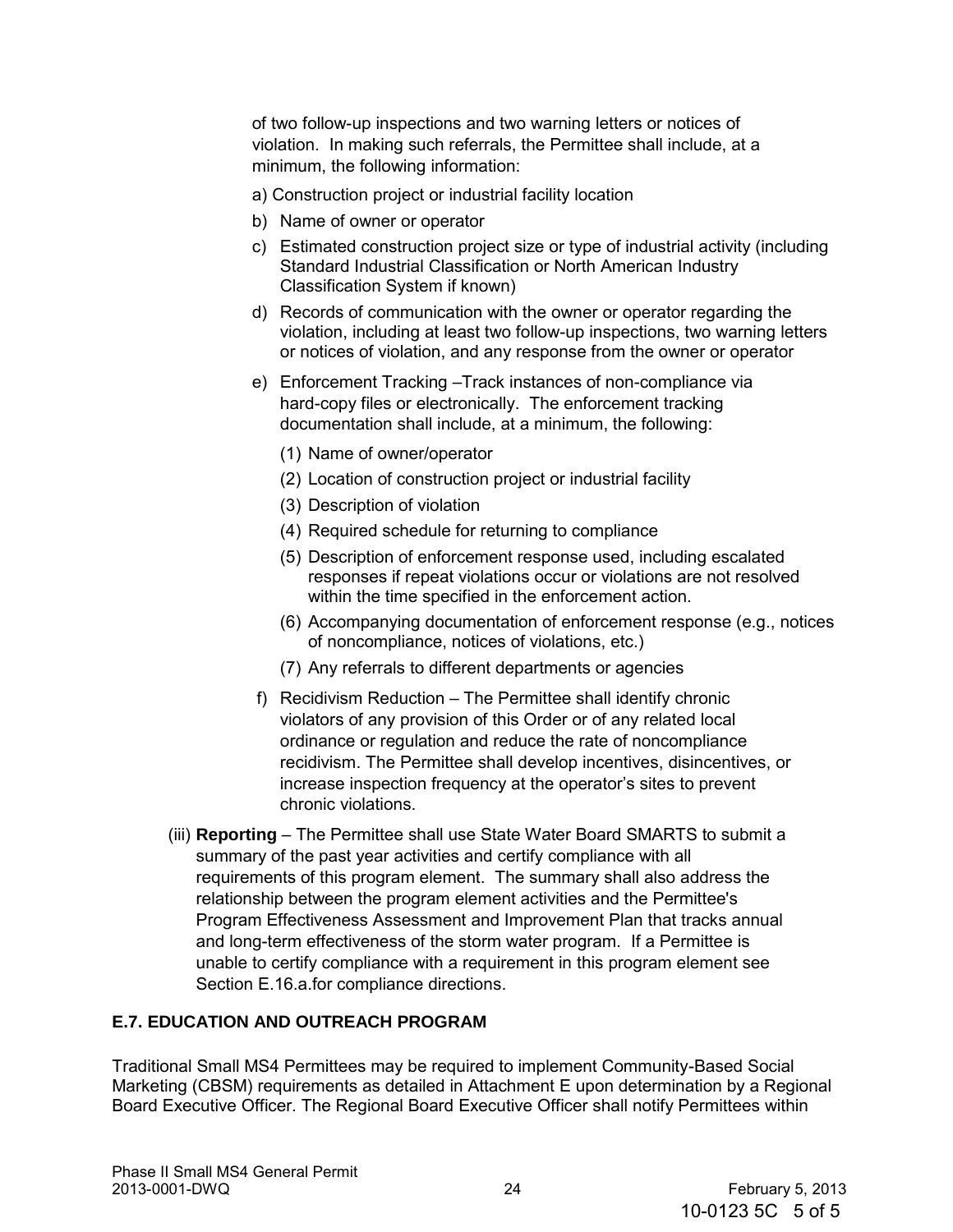of two follow-up inspections and two warning letters or notices of violation. In making such referrals, the Permittee shall include, at a minimum, the following information:

a) Construction project or industrial facility location

b) Name of owner or operator

c) Estimated construction project size or type of industrial activity (including Standard Industrial Classification or North American Industry Classification System if known)

d) Records of communication with the owner or operator regarding the violation, including at least two follow-up inspections, two warning letters or notices of violation, and any response from the owner or operator

e) Enforcement Tracking –Track instances of non-compliance via hard-copy files or electronically. The enforcement tracking documentation shall include, at a minimum, the following:

(1) Name of owner/operator

(2) Location of construction project or industrial facility

(3) Description of violation

(4) Required schedule for returning to compliance

(5) Description of enforcement response used, including escalated responses if repeat violations occur or violations are not resolved within the time specified in the enforcement action.

(6) Accompanying documentation of enforcement response (e.g., notices of noncompliance, notices of violations, etc.)

(7) Any referrals to different departments or agencies

f) Recidivism Reduction – The Permittee shall identify chronic violators of any provision of this Order or of any related local ordinance or regulation and reduce the rate of noncompliance recidivism. The Permittee shall develop incentives, disincentives, or increase inspection frequency at the operator's sites to prevent chronic violations.

(iii) **Reporting** – The Permittee shall use State Water Board SMARTS to submit a summary of the past year activities and certify compliance with all requirements of this program element. The summary shall also address the relationship between the program element activities and the Permittee's Program Effectiveness Assessment and Improvement Plan that tracks annual and long-term effectiveness of the storm water program. If a Permittee is unable to certify compliance with a requirement in this program element see Section E.16.a.for compliance directions.

## E.7. EDUCATION AND OUTREACH PROGRAM

Traditional Small MS4 Permittees may be required to implement Community-Based Social Marketing (CBSM) requirements as detailed in Attachment E upon determination by a Regional Board Executive Officer. The Regional Board Executive Officer shall notify Permittees within